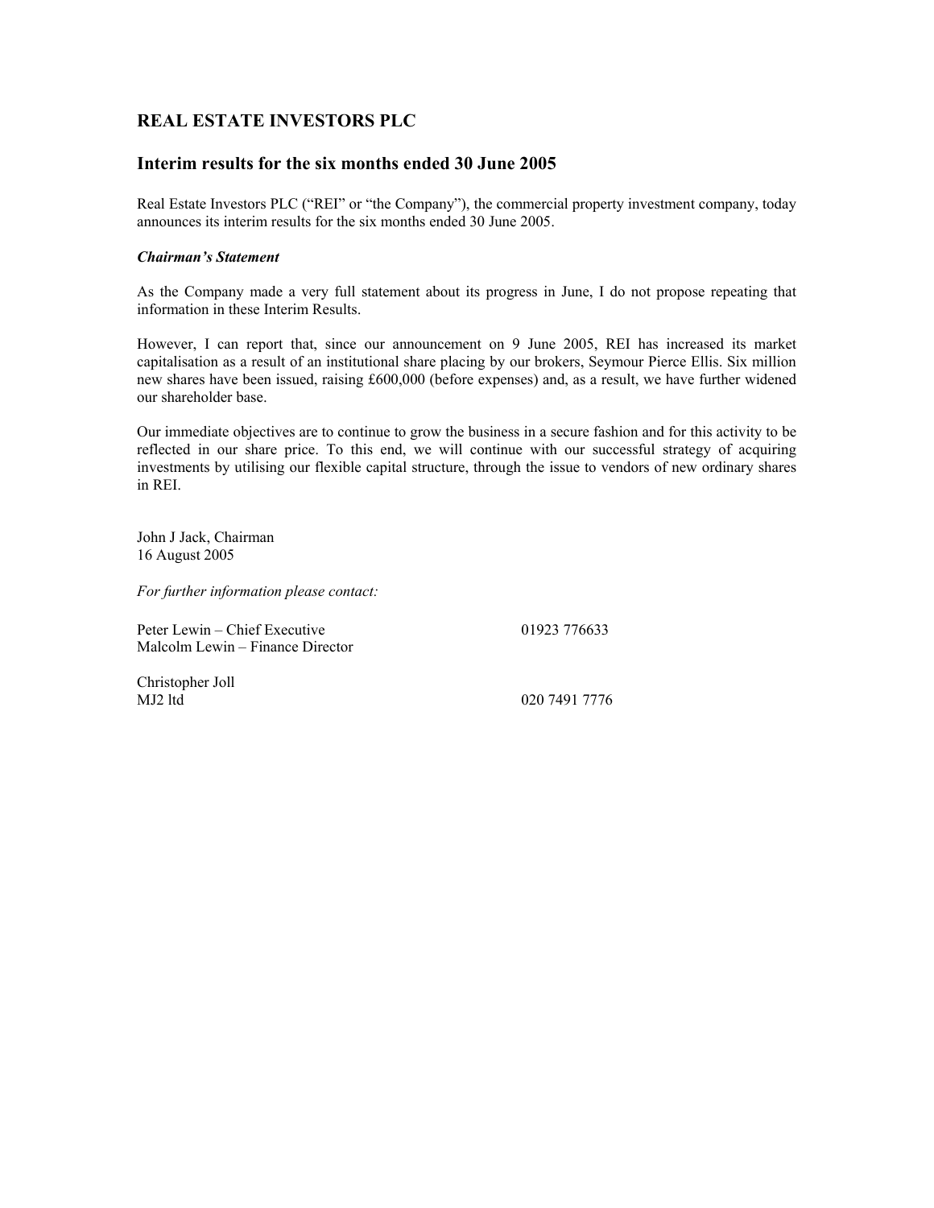## REAL ESTATE INVESTORS PLC

## Interim results for the six months ended 30 June 2005

Real Estate Investors PLC ("REI" or "the Company"), the commercial property investment company, today announces its interim results for the six months ended 30 June 2005.

***Chairman's Statement***

As the Company made a very full statement about its progress in June, I do not propose repeating that information in these Interim Results.

However, I can report that, since our announcement on 9 June 2005, REI has increased its market capitalisation as a result of an institutional share placing by our brokers, Seymour Pierce Ellis. Six million new shares have been issued, raising £600,000 (before expenses) and, as a result, we have further widened our shareholder base.

Our immediate objectives are to continue to grow the business in a secure fashion and for this activity to be reflected in our share price. To this end, we will continue with our successful strategy of acquiring investments by utilising our flexible capital structure, through the issue to vendors of new ordinary shares in REI.

John J Jack, Chairman
16 August 2005

*For further information please contact:*

Peter Lewin – Chief Executive 01923 776633
Malcolm Lewin – Finance Director

Christopher Joll
MJ2 ltd 020 7491 7776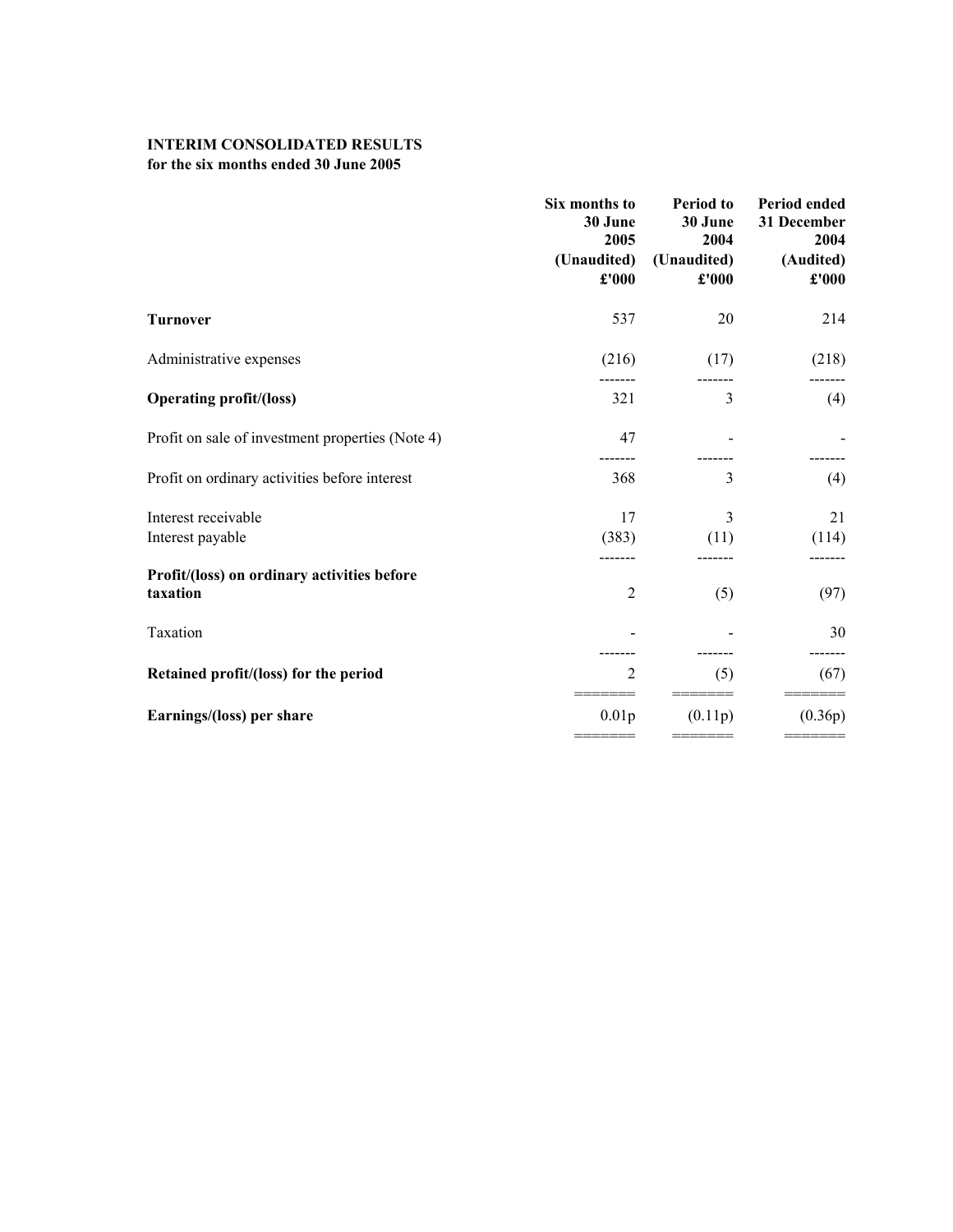**INTERIM CONSOLIDATED RESULTS**
**for the six months ended 30 June 2005**

| | Six months to 30 June 2005 (Unaudited) £'000 | Period to 30 June 2004 (Unaudited) £'000 | Period ended 31 December 2004 (Audited) £'000 |
|---|---|---|---|
| **Turnover** | 537 | 20 | 214 |
| Administrative expenses | (216) | (17) | (218) |
| **Operating profit/(loss)** | 321 | 3 | (4) |
| Profit on sale of investment properties (Note 4) | 47 | - | - |
| Profit on ordinary activities before interest | 368 | 3 | (4) |
| Interest receivable | 17 | 3 | 21 |
| Interest payable | (383) | (11) | (114) |
| **Profit/(loss) on ordinary activities before taxation** | 2 | (5) | (97) |
| Taxation | - | - | 30 |
| **Retained profit/(loss) for the period** | 2 | (5) | (67) |
| **Earnings/(loss) per share** | 0.01p | (0.11p) | (0.36p) |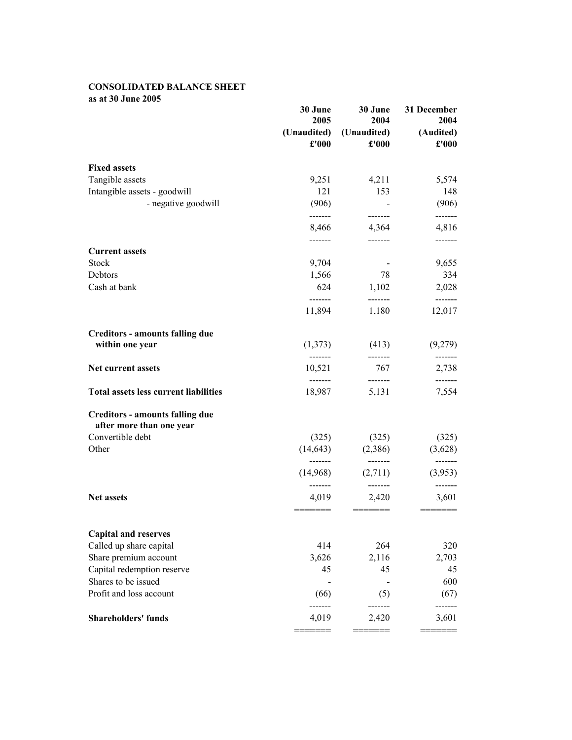**CONSOLIDATED BALANCE SHEET**
**as at 30 June 2005**

| | 30 June 2005 (Unaudited) £'000 | 30 June 2004 (Unaudited) £'000 | 31 December 2004 (Audited) £'000 |
|---|---|---|---|
| **Fixed assets** | | | |
| Tangible assets | 9,251 | 4,211 | 5,574 |
| Intangible assets - goodwill | 121 | 153 | 148 |
| - negative goodwill | (906) | - | (906) |
| | 8,466 | 4,364 | 4,816 |
| **Current assets** | | | |
| Stock | 9,704 | - | 9,655 |
| Debtors | 1,566 | 78 | 334 |
| Cash at bank | 624 | 1,102 | 2,028 |
| | 11,894 | 1,180 | 12,017 |
| **Creditors - amounts falling due within one year** | (1,373) | (413) | (9,279) |
| **Net current assets** | 10,521 | 767 | 2,738 |
| **Total assets less current liabilities** | 18,987 | 5,131 | 7,554 |
| **Creditors - amounts falling due after more than one year** | | | |
| Convertible debt | (325) | (325) | (325) |
| Other | (14,643) | (2,386) | (3,628) |
| | (14,968) | (2,711) | (3,953) |
| **Net assets** | 4,019 | 2,420 | 3,601 |
| **Capital and reserves** | | | |
| Called up share capital | 414 | 264 | 320 |
| Share premium account | 3,626 | 2,116 | 2,703 |
| Capital redemption reserve | 45 | 45 | 45 |
| Shares to be issued | - | - | 600 |
| Profit and loss account | (66) | (5) | (67) |
| **Shareholders' funds** | 4,019 | 2,420 | 3,601 |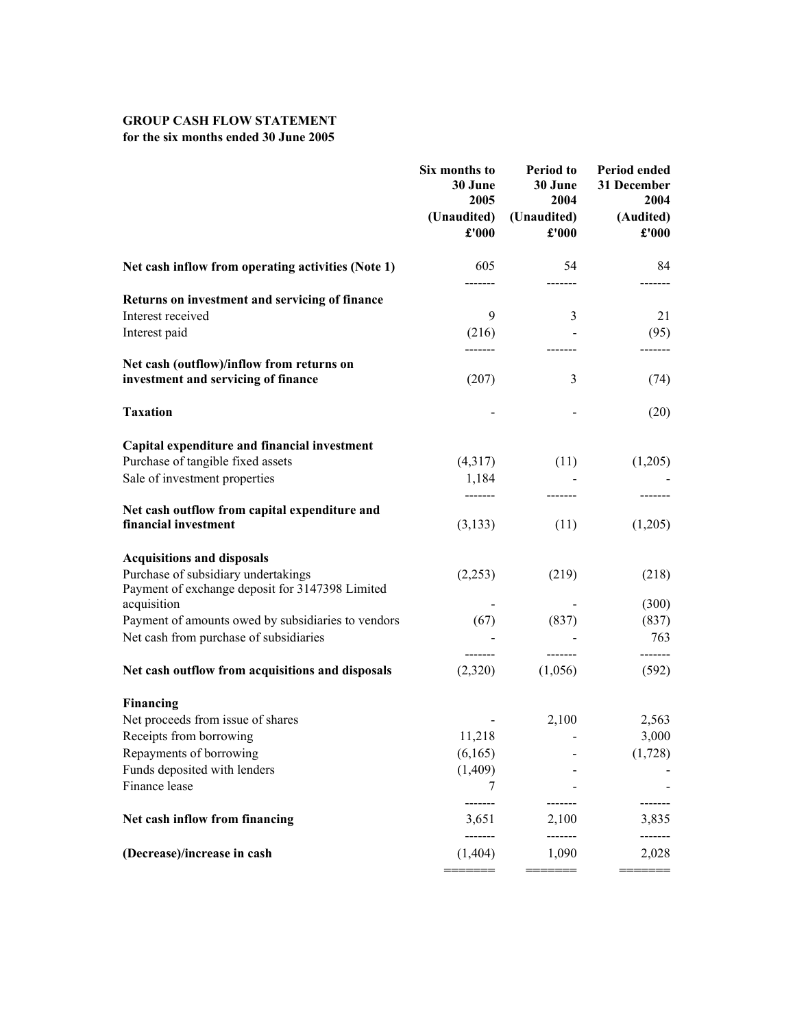**GROUP CASH FLOW STATEMENT**
**for the six months ended 30 June 2005**

| | Six months to 30 June 2005 (Unaudited) £'000 | Period to 30 June 2004 (Unaudited) £'000 | Period ended 31 December 2004 (Audited) £'000 |
|---|---|---|---|
| **Net cash inflow from operating activities (Note 1)** | 605 | 54 | 84 |
| **Returns on investment and servicing of finance** | | | |
| Interest received | 9 | 3 | 21 |
| Interest paid | (216) | - | (95) |
| **Net cash (outflow)/inflow from returns on investment and servicing of finance** | (207) | 3 | (74) |
| **Taxation** | - | - | (20) |
| **Capital expenditure and financial investment** | | | |
| Purchase of tangible fixed assets | (4,317) | (11) | (1,205) |
| Sale of investment properties | 1,184 | - | - |
| **Net cash outflow from capital expenditure and financial investment** | (3,133) | (11) | (1,205) |
| **Acquisitions and disposals** | | | |
| Purchase of subsidiary undertakings | (2,253) | (219) | (218) |
| Payment of exchange deposit for 3147398 Limited acquisition | - | - | (300) |
| Payment of amounts owed by subsidiaries to vendors | (67) | (837) | (837) |
| Net cash from purchase of subsidiaries | - | - | 763 |
| **Net cash outflow from acquisitions and disposals** | (2,320) | (1,056) | (592) |
| **Financing** | | | |
| Net proceeds from issue of shares | - | 2,100 | 2,563 |
| Receipts from borrowing | 11,218 | - | 3,000 |
| Repayments of borrowing | (6,165) | - | (1,728) |
| Funds deposited with lenders | (1,409) | - | - |
| Finance lease | 7 | - | - |
| **Net cash inflow from financing** | 3,651 | 2,100 | 3,835 |
| **(Decrease)/increase in cash** | (1,404) | 1,090 | 2,028 |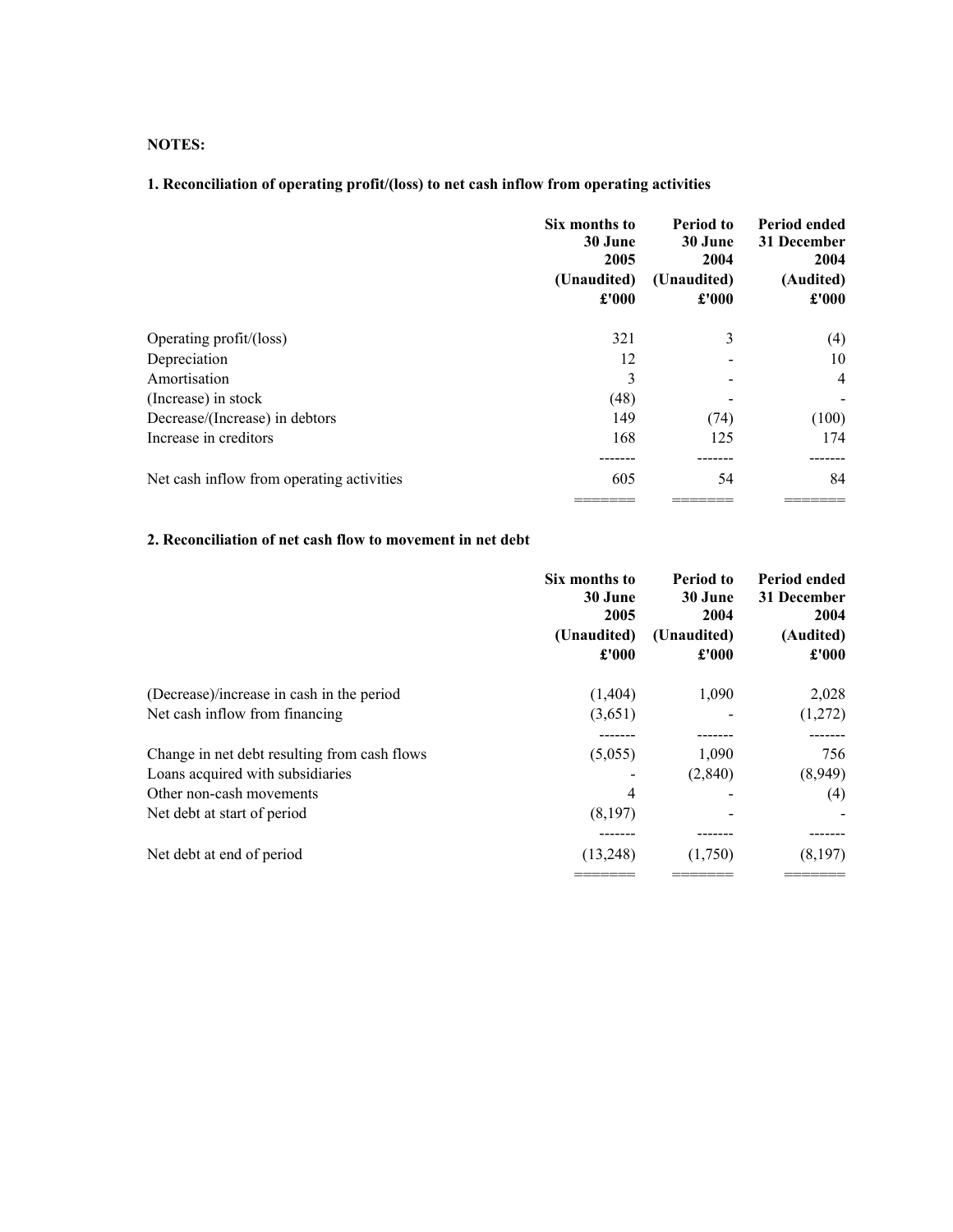**NOTES:**

**1. Reconciliation of operating profit/(loss) to net cash inflow from operating activities**

| | Six months to 30 June 2005 (Unaudited) £'000 | Period to 30 June 2004 (Unaudited) £'000 | Period ended 31 December 2004 (Audited) £'000 |
|---|---|---|---|
| Operating profit/(loss) | 321 | 3 | (4) |
| Depreciation | 12 | - | 10 |
| Amortisation | 3 | - | 4 |
| (Increase) in stock | (48) | - | - |
| Decrease/(Increase) in debtors | 149 | (74) | (100) |
| Increase in creditors | 168 | 125 | 174 |
| Net cash inflow from operating activities | 605 | 54 | 84 |

**2. Reconciliation of net cash flow to movement in net debt**

| | Six months to 30 June 2005 (Unaudited) £'000 | Period to 30 June 2004 (Unaudited) £'000 | Period ended 31 December 2004 (Audited) £'000 |
|---|---|---|---|
| (Decrease)/increase in cash in the period | (1,404) | 1,090 | 2,028 |
| Net cash inflow from financing | (3,651) | - | (1,272) |
| Change in net debt resulting from cash flows | (5,055) | 1,090 | 756 |
| Loans acquired with subsidiaries | - | (2,840) | (8,949) |
| Other non-cash movements | 4 | - | (4) |
| Net debt at start of period | (8,197) | - | - |
| Net debt at end of period | (13,248) | (1,750) | (8,197) |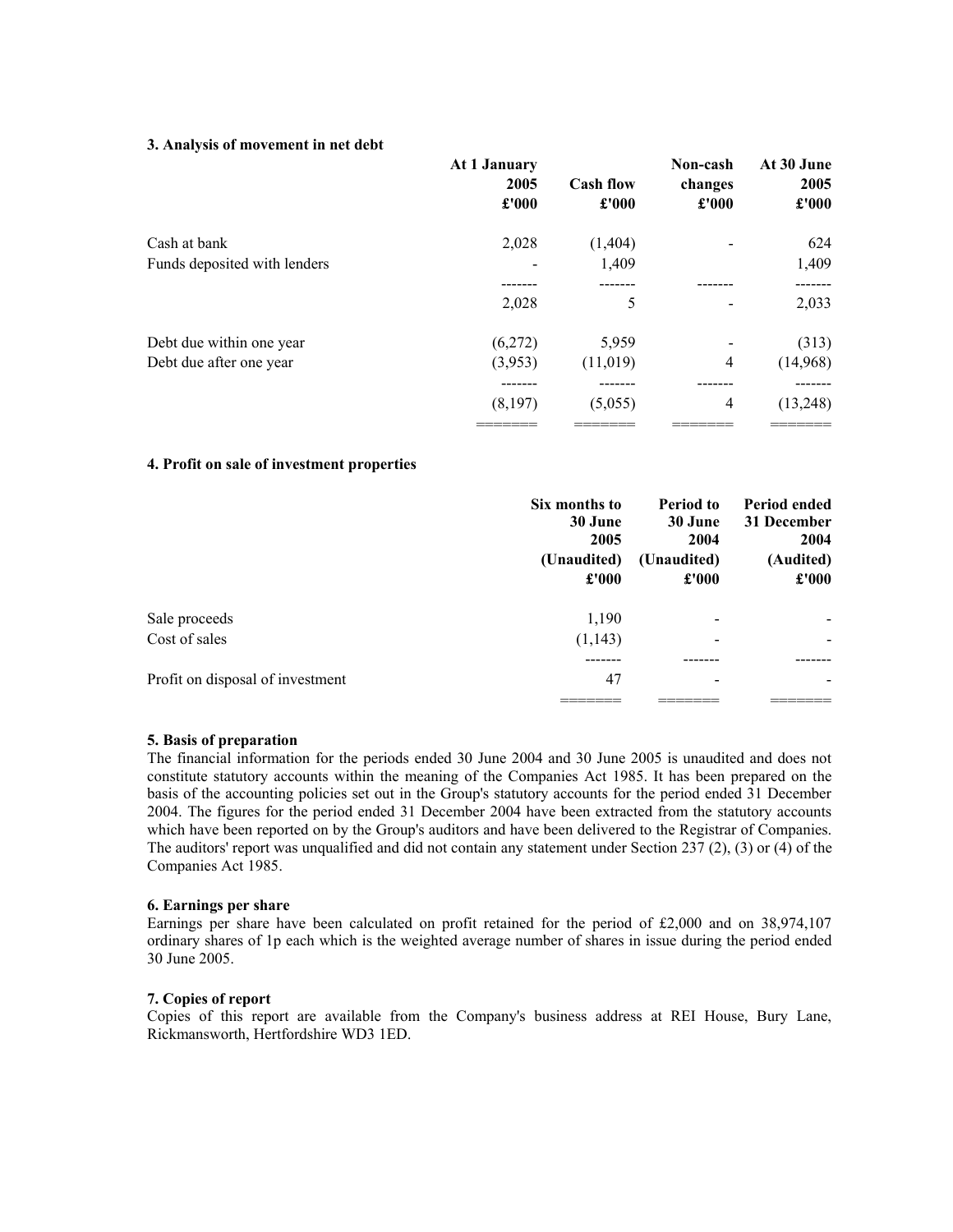**3. Analysis of movement in net debt**

| | At 1 January 2005 £'000 | Cash flow £'000 | Non-cash changes £'000 | At 30 June 2005 £'000 |
|---|---|---|---|---|
| Cash at bank | 2,028 | (1,404) | - | 624 |
| Funds deposited with lenders | - | 1,409 | | 1,409 |
| | 2,028 | 5 | - | 2,033 |
| Debt due within one year | (6,272) | 5,959 | - | (313) |
| Debt due after one year | (3,953) | (11,019) | 4 | (14,968) |
| | (8,197) | (5,055) | 4 | (13,248) |

**4. Profit on sale of investment properties**

| | Six months to 30 June 2005 (Unaudited) £'000 | Period to 30 June 2004 (Unaudited) £'000 | Period ended 31 December 2004 (Audited) £'000 |
|---|---|---|---|
| Sale proceeds | 1,190 | - | - |
| Cost of sales | (1,143) | - | - |
| Profit on disposal of investment | 47 | - | - |

**5. Basis of preparation**

The financial information for the periods ended 30 June 2004 and 30 June 2005 is unaudited and does not constitute statutory accounts within the meaning of the Companies Act 1985. It has been prepared on the basis of the accounting policies set out in the Group's statutory accounts for the period ended 31 December 2004. The figures for the period ended 31 December 2004 have been extracted from the statutory accounts which have been reported on by the Group's auditors and have been delivered to the Registrar of Companies. The auditors' report was unqualified and did not contain any statement under Section 237 (2), (3) or (4) of the Companies Act 1985.

**6. Earnings per share**

Earnings per share have been calculated on profit retained for the period of £2,000 and on 38,974,107 ordinary shares of 1p each which is the weighted average number of shares in issue during the period ended 30 June 2005.

**7. Copies of report**

Copies of this report are available from the Company's business address at REI House, Bury Lane, Rickmansworth, Hertfordshire WD3 1ED.